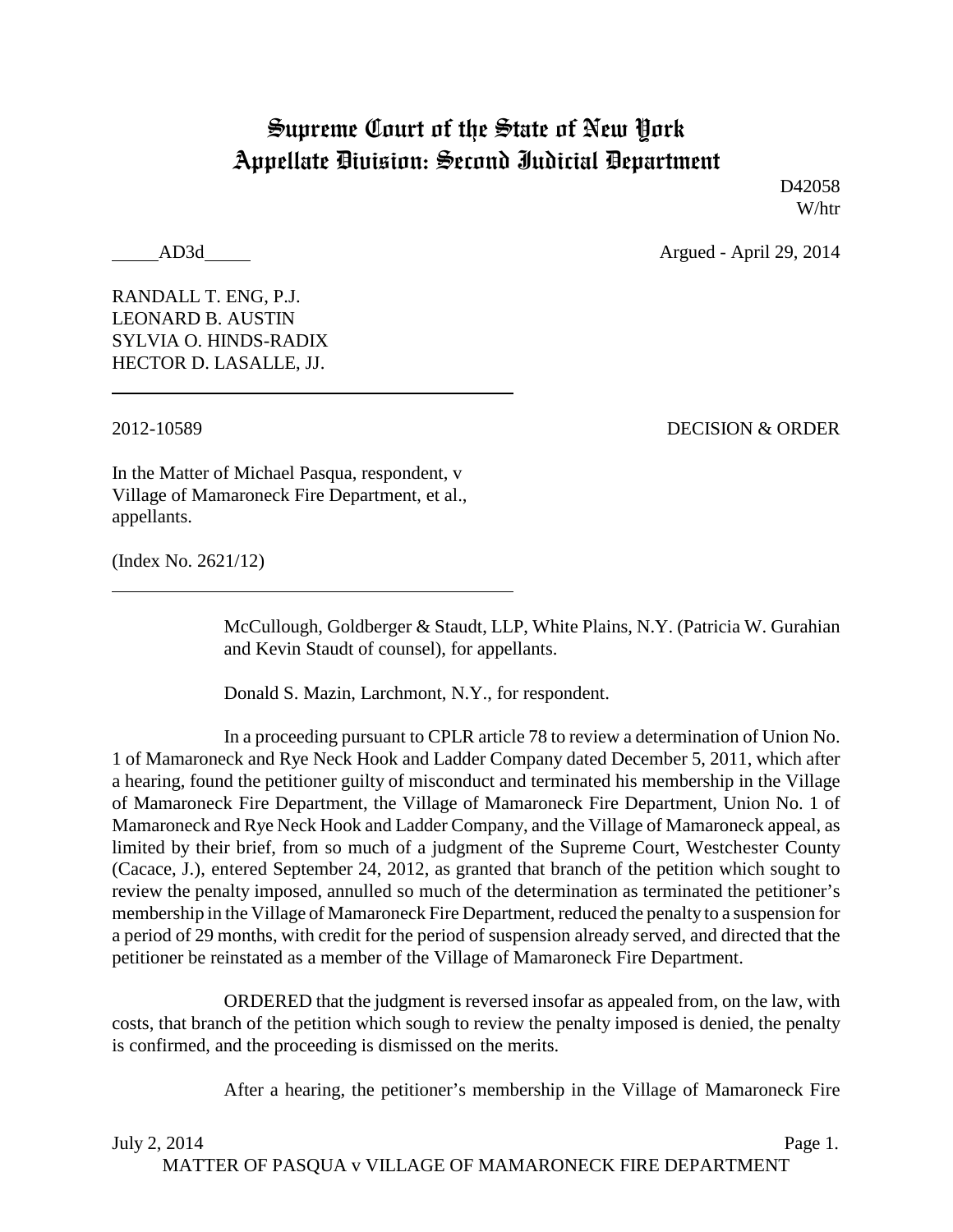# Supreme Court of the State of New York
# Appellate Division: Second Judicial Department

D42058
W/htr

_____AD3d_____ Argued - April 29, 2014

RANDALL T. ENG, P.J.
LEONARD B. AUSTIN
SYLVIA O. HINDS-RADIX
HECTOR D. LASALLE, JJ.

---

2012-10589 DECISION & ORDER

In the Matter of Michael Pasqua, respondent, v Village of Mamaroneck Fire Department, et al., appellants.

(Index No. 2621/12)

---

McCullough, Goldberger & Staudt, LLP, White Plains, N.Y. (Patricia W. Gurahian and Kevin Staudt of counsel), for appellants.

Donald S. Mazin, Larchmont, N.Y., for respondent.

In a proceeding pursuant to CPLR article 78 to review a determination of Union No. 1 of Mamaroneck and Rye Neck Hook and Ladder Company dated December 5, 2011, which after a hearing, found the petitioner guilty of misconduct and terminated his membership in the Village of Mamaroneck Fire Department, the Village of Mamaroneck Fire Department, Union No. 1 of Mamaroneck and Rye Neck Hook and Ladder Company, and the Village of Mamaroneck appeal, as limited by their brief, from so much of a judgment of the Supreme Court, Westchester County (Cacace, J.), entered September 24, 2012, as granted that branch of the petition which sought to review the penalty imposed, annulled so much of the determination as terminated the petitioner's membership in the Village of Mamaroneck Fire Department, reduced the penalty to a suspension for a period of 29 months, with credit for the period of suspension already served, and directed that the petitioner be reinstated as a member of the Village of Mamaroneck Fire Department.

ORDERED that the judgment is reversed insofar as appealed from, on the law, with costs, that branch of the petition which sough to review the penalty imposed is denied, the penalty is confirmed, and the proceeding is dismissed on the merits.

After a hearing, the petitioner's membership in the Village of Mamaroneck Fire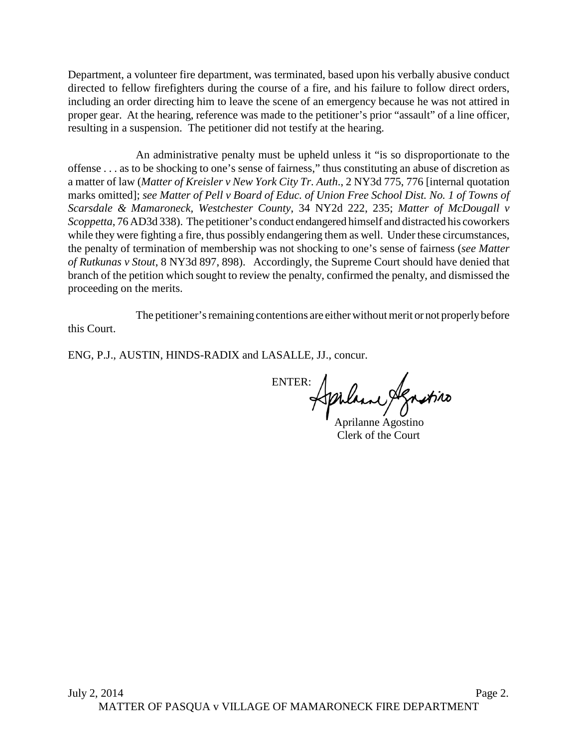Department, a volunteer fire department, was terminated, based upon his verbally abusive conduct directed to fellow firefighters during the course of a fire, and his failure to follow direct orders, including an order directing him to leave the scene of an emergency because he was not attired in proper gear. At the hearing, reference was made to the petitioner's prior "assault" of a line officer, resulting in a suspension. The petitioner did not testify at the hearing.

An administrative penalty must be upheld unless it "is so disproportionate to the offense . . . as to be shocking to one's sense of fairness," thus constituting an abuse of discretion as a matter of law (*Matter of Kreisler v New York City Tr. Auth*., 2 NY3d 775, 776 [internal quotation marks omitted]; *see Matter of Pell v Board of Educ. of Union Free School Dist. No. 1 of Towns of Scarsdale & Mamaroneck, Westchester County*, 34 NY2d 222, 235; *Matter of McDougall v Scoppetta*, 76 AD3d 338). The petitioner's conduct endangered himself and distracted his coworkers while they were fighting a fire, thus possibly endangering them as well. Under these circumstances, the penalty of termination of membership was not shocking to one's sense of fairness (*see Matter of Rutkunas v Stout*, 8 NY3d 897, 898). Accordingly, the Supreme Court should have denied that branch of the petition which sought to review the penalty, confirmed the penalty, and dismissed the proceeding on the merits.

The petitioner's remaining contentions are either without merit or not properly before this Court.

ENG, P.J., AUSTIN, HINDS-RADIX and LASALLE, JJ., concur.

ENTER: *[signature]*

Aprilanne Agostino
Clerk of the Court